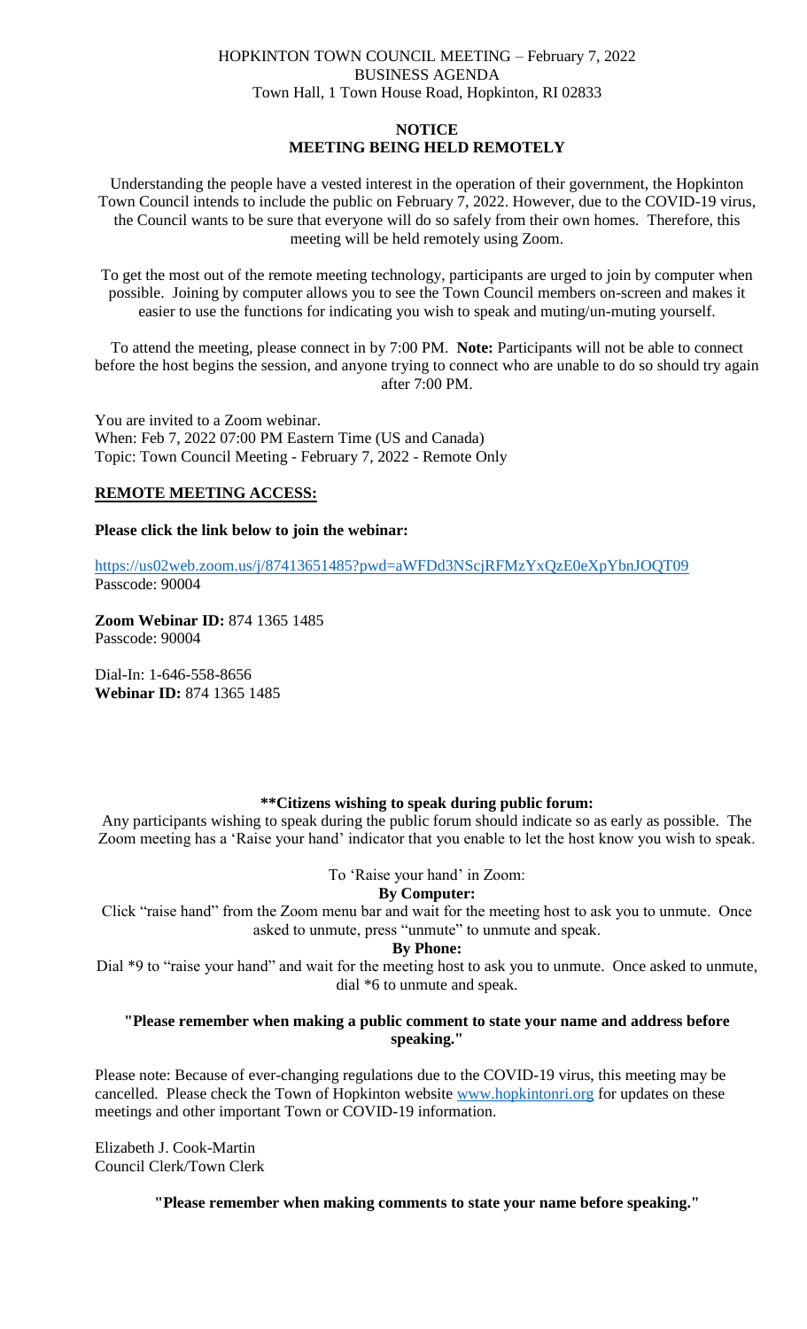HOPKINTON TOWN COUNCIL MEETING – February 7, 2022
BUSINESS AGENDA
Town Hall, 1 Town House Road, Hopkinton, RI 02833

**NOTICE**
**MEETING BEING HELD REMOTELY**

Understanding the people have a vested interest in the operation of their government, the Hopkinton Town Council intends to include the public on February 7, 2022. However, due to the COVID-19 virus, the Council wants to be sure that everyone will do so safely from their own homes. Therefore, this meeting will be held remotely using Zoom.

To get the most out of the remote meeting technology, participants are urged to join by computer when possible. Joining by computer allows you to see the Town Council members on-screen and makes it easier to use the functions for indicating you wish to speak and muting/un-muting yourself.

To attend the meeting, please connect in by 7:00 PM. **Note:** Participants will not be able to connect before the host begins the session, and anyone trying to connect who are unable to do so should try again after 7:00 PM.

You are invited to a Zoom webinar.
When: Feb 7, 2022 07:00 PM Eastern Time (US and Canada)
Topic: Town Council Meeting - February 7, 2022 - Remote Only

**REMOTE MEETING ACCESS:**

**Please click the link below to join the webinar:**

https://us02web.zoom.us/j/87413651485?pwd=aWFDd3NScjRFMzYxQzE0eXpYbnJOQT09
Passcode: 90004

**Zoom Webinar ID:** 874 1365 1485
Passcode: 90004

Dial-In: 1-646-558-8656
**Webinar ID:** 874 1365 1485

**\*\*Citizens wishing to speak during public forum:**

Any participants wishing to speak during the public forum should indicate so as early as possible. The Zoom meeting has a 'Raise your hand' indicator that you enable to let the host know you wish to speak.

To 'Raise your hand' in Zoom:

**By Computer:**

Click "raise hand" from the Zoom menu bar and wait for the meeting host to ask you to unmute. Once asked to unmute, press "unmute" to unmute and speak.

**By Phone:**

Dial *9 to "raise your hand" and wait for the meeting host to ask you to unmute. Once asked to unmute, dial *6 to unmute and speak.

**"Please remember when making a public comment to state your name and address before speaking."**

Please note: Because of ever-changing regulations due to the COVID-19 virus, this meeting may be cancelled. Please check the Town of Hopkinton website www.hopkintonri.org for updates on these meetings and other important Town or COVID-19 information.

Elizabeth J. Cook-Martin
Council Clerk/Town Clerk

**"Please remember when making comments to state your name before speaking."**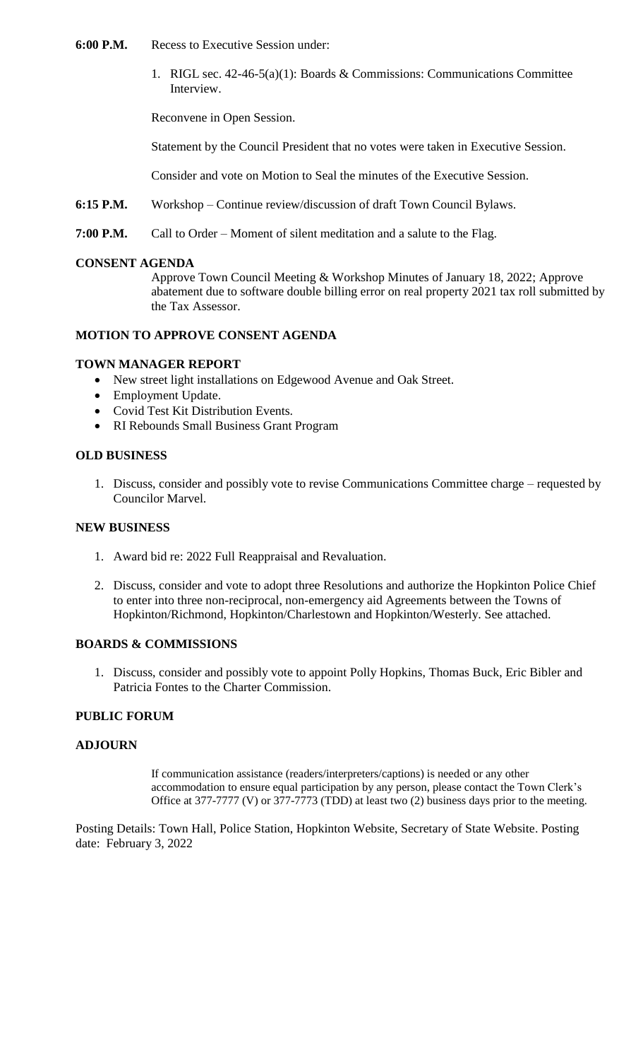**6:00 P.M.** Recess to Executive Session under:

1. RIGL sec. 42-46-5(a)(1): Boards & Commissions: Communications Committee Interview.

Reconvene in Open Session.

Statement by the Council President that no votes were taken in Executive Session.

Consider and vote on Motion to Seal the minutes of the Executive Session.

**6:15 P.M.** Workshop – Continue review/discussion of draft Town Council Bylaws.

**7:00 P.M.** Call to Order – Moment of silent meditation and a salute to the Flag.

## CONSENT AGENDA

Approve Town Council Meeting & Workshop Minutes of January 18, 2022; Approve abatement due to software double billing error on real property 2021 tax roll submitted by the Tax Assessor.

## MOTION TO APPROVE CONSENT AGENDA

## TOWN MANAGER REPORT

- New street light installations on Edgewood Avenue and Oak Street.
- Employment Update.
- Covid Test Kit Distribution Events.
- RI Rebounds Small Business Grant Program

## OLD BUSINESS

1. Discuss, consider and possibly vote to revise Communications Committee charge – requested by Councilor Marvel.

## NEW BUSINESS

1. Award bid re: 2022 Full Reappraisal and Revaluation.
2. Discuss, consider and vote to adopt three Resolutions and authorize the Hopkinton Police Chief to enter into three non-reciprocal, non-emergency aid Agreements between the Towns of Hopkinton/Richmond, Hopkinton/Charlestown and Hopkinton/Westerly. See attached.

## BOARDS & COMMISSIONS

1. Discuss, consider and possibly vote to appoint Polly Hopkins, Thomas Buck, Eric Bibler and Patricia Fontes to the Charter Commission.

## PUBLIC FORUM

## ADJOURN

If communication assistance (readers/interpreters/captions) is needed or any other accommodation to ensure equal participation by any person, please contact the Town Clerk's Office at 377-7777 (V) or 377-7773 (TDD) at least two (2) business days prior to the meeting.

Posting Details: Town Hall, Police Station, Hopkinton Website, Secretary of State Website. Posting date: February 3, 2022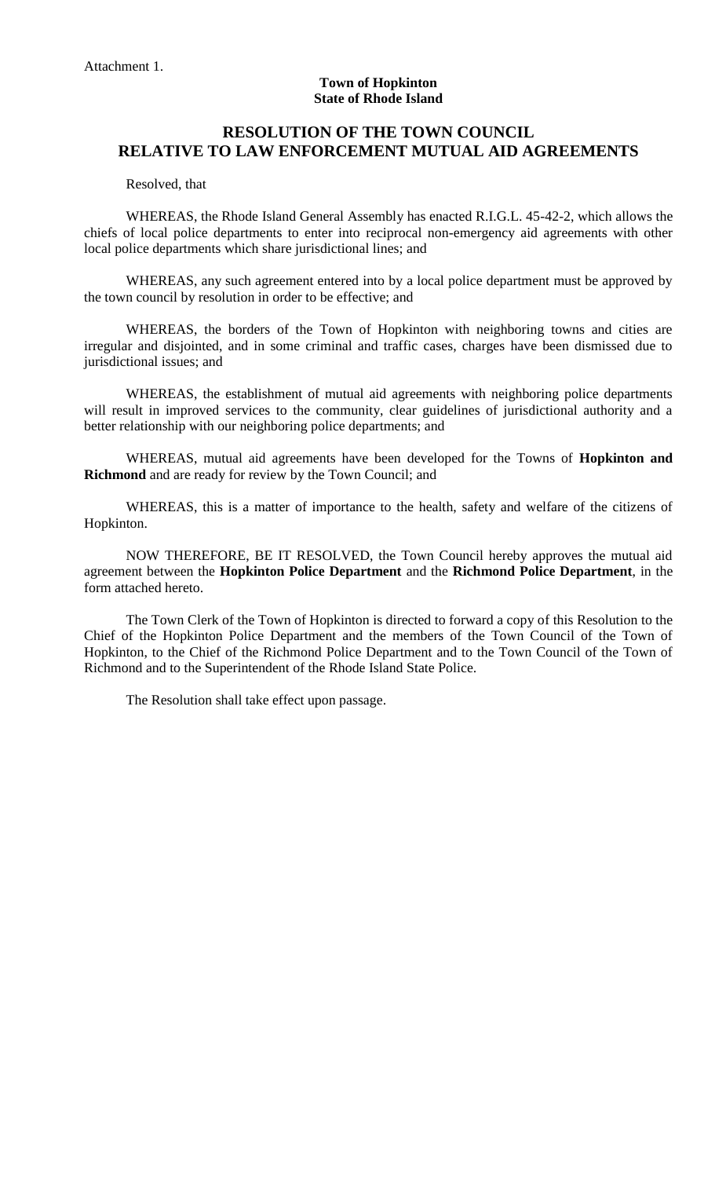Attachment 1.

**Town of Hopkinton**
**State of Rhode Island**

# RESOLUTION OF THE TOWN COUNCIL RELATIVE TO LAW ENFORCEMENT MUTUAL AID AGREEMENTS

Resolved, that

WHEREAS, the Rhode Island General Assembly has enacted R.I.G.L. 45-42-2, which allows the chiefs of local police departments to enter into reciprocal non-emergency aid agreements with other local police departments which share jurisdictional lines; and

WHEREAS, any such agreement entered into by a local police department must be approved by the town council by resolution in order to be effective; and

WHEREAS, the borders of the Town of Hopkinton with neighboring towns and cities are irregular and disjointed, and in some criminal and traffic cases, charges have been dismissed due to jurisdictional issues; and

WHEREAS, the establishment of mutual aid agreements with neighboring police departments will result in improved services to the community, clear guidelines of jurisdictional authority and a better relationship with our neighboring police departments; and

WHEREAS, mutual aid agreements have been developed for the Towns of **Hopkinton and Richmond** and are ready for review by the Town Council; and

WHEREAS, this is a matter of importance to the health, safety and welfare of the citizens of Hopkinton.

NOW THEREFORE, BE IT RESOLVED, the Town Council hereby approves the mutual aid agreement between the **Hopkinton Police Department** and the **Richmond Police Department**, in the form attached hereto.

The Town Clerk of the Town of Hopkinton is directed to forward a copy of this Resolution to the Chief of the Hopkinton Police Department and the members of the Town Council of the Town of Hopkinton, to the Chief of the Richmond Police Department and to the Town Council of the Town of Richmond and to the Superintendent of the Rhode Island State Police.

The Resolution shall take effect upon passage.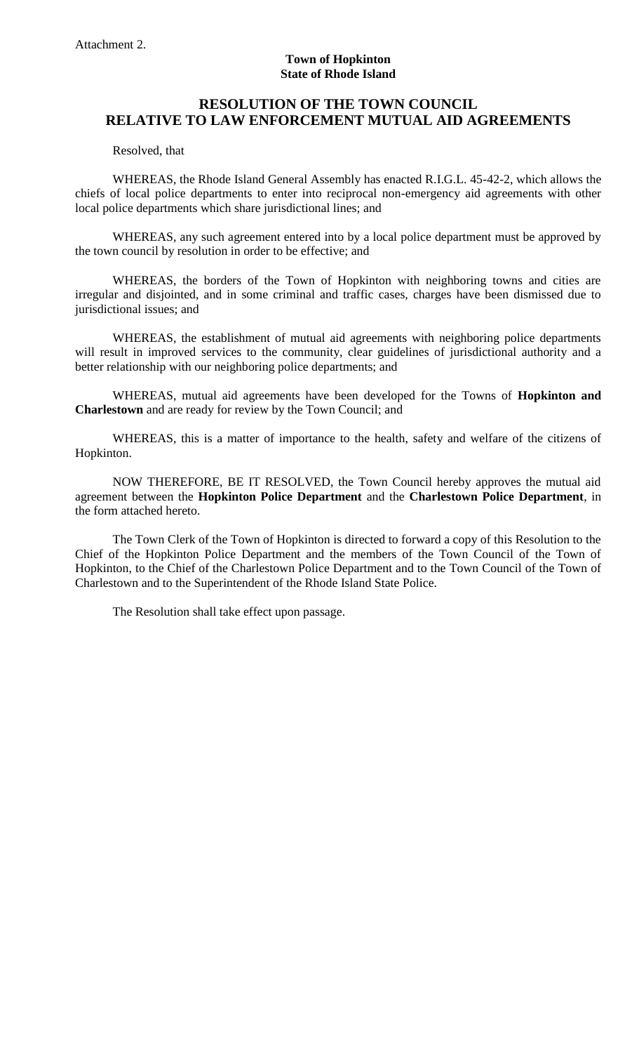Attachment 2.

**Town of Hopkinton**
**State of Rhode Island**

# RESOLUTION OF THE TOWN COUNCIL RELATIVE TO LAW ENFORCEMENT MUTUAL AID AGREEMENTS

Resolved, that

WHEREAS, the Rhode Island General Assembly has enacted R.I.G.L. 45-42-2, which allows the chiefs of local police departments to enter into reciprocal non-emergency aid agreements with other local police departments which share jurisdictional lines; and

WHEREAS, any such agreement entered into by a local police department must be approved by the town council by resolution in order to be effective; and

WHEREAS, the borders of the Town of Hopkinton with neighboring towns and cities are irregular and disjointed, and in some criminal and traffic cases, charges have been dismissed due to jurisdictional issues; and

WHEREAS, the establishment of mutual aid agreements with neighboring police departments will result in improved services to the community, clear guidelines of jurisdictional authority and a better relationship with our neighboring police departments; and

WHEREAS, mutual aid agreements have been developed for the Towns of **Hopkinton and Charlestown** and are ready for review by the Town Council; and

WHEREAS, this is a matter of importance to the health, safety and welfare of the citizens of Hopkinton.

NOW THEREFORE, BE IT RESOLVED, the Town Council hereby approves the mutual aid agreement between the **Hopkinton Police Department** and the **Charlestown Police Department**, in the form attached hereto.

The Town Clerk of the Town of Hopkinton is directed to forward a copy of this Resolution to the Chief of the Hopkinton Police Department and the members of the Town Council of the Town of Hopkinton, to the Chief of the Charlestown Police Department and to the Town Council of the Town of Charlestown and to the Superintendent of the Rhode Island State Police.

The Resolution shall take effect upon passage.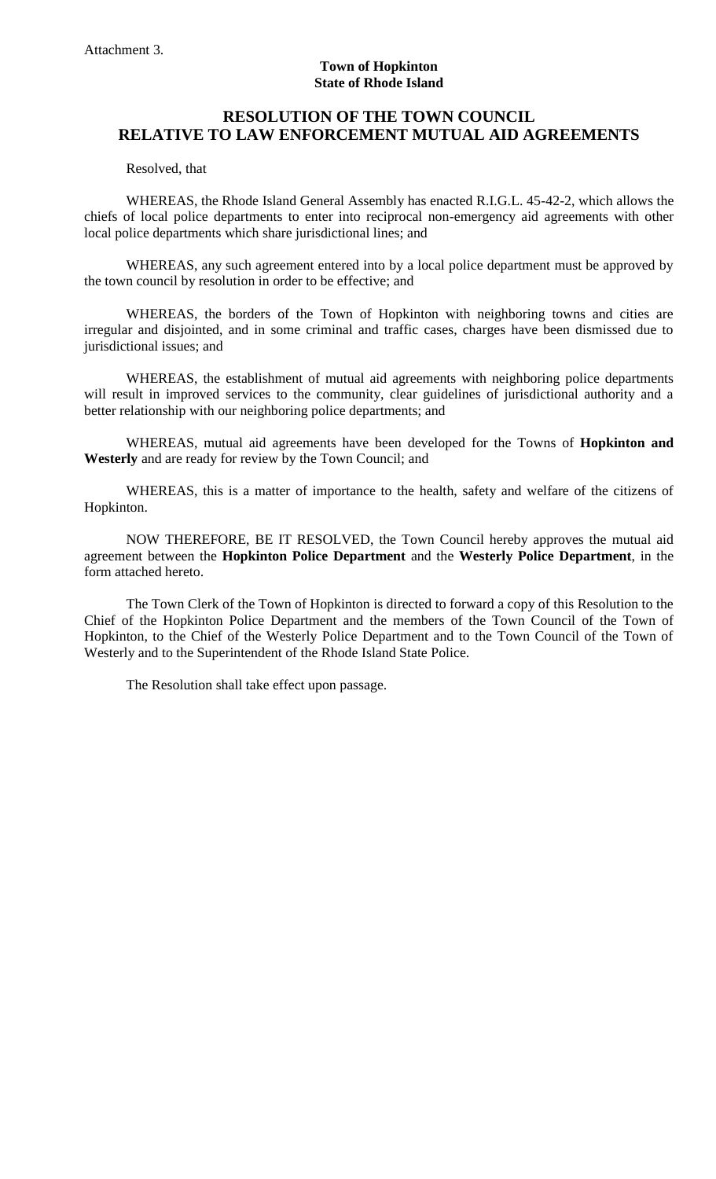Attachment 3.

**Town of Hopkinton**
**State of Rhode Island**

# RESOLUTION OF THE TOWN COUNCIL RELATIVE TO LAW ENFORCEMENT MUTUAL AID AGREEMENTS

Resolved, that

WHEREAS, the Rhode Island General Assembly has enacted R.I.G.L. 45-42-2, which allows the chiefs of local police departments to enter into reciprocal non-emergency aid agreements with other local police departments which share jurisdictional lines; and

WHEREAS, any such agreement entered into by a local police department must be approved by the town council by resolution in order to be effective; and

WHEREAS, the borders of the Town of Hopkinton with neighboring towns and cities are irregular and disjointed, and in some criminal and traffic cases, charges have been dismissed due to jurisdictional issues; and

WHEREAS, the establishment of mutual aid agreements with neighboring police departments will result in improved services to the community, clear guidelines of jurisdictional authority and a better relationship with our neighboring police departments; and

WHEREAS, mutual aid agreements have been developed for the Towns of **Hopkinton and Westerly** and are ready for review by the Town Council; and

WHEREAS, this is a matter of importance to the health, safety and welfare of the citizens of Hopkinton.

NOW THEREFORE, BE IT RESOLVED, the Town Council hereby approves the mutual aid agreement between the **Hopkinton Police Department** and the **Westerly Police Department**, in the form attached hereto.

The Town Clerk of the Town of Hopkinton is directed to forward a copy of this Resolution to the Chief of the Hopkinton Police Department and the members of the Town Council of the Town of Hopkinton, to the Chief of the Westerly Police Department and to the Town Council of the Town of Westerly and to the Superintendent of the Rhode Island State Police.

The Resolution shall take effect upon passage.